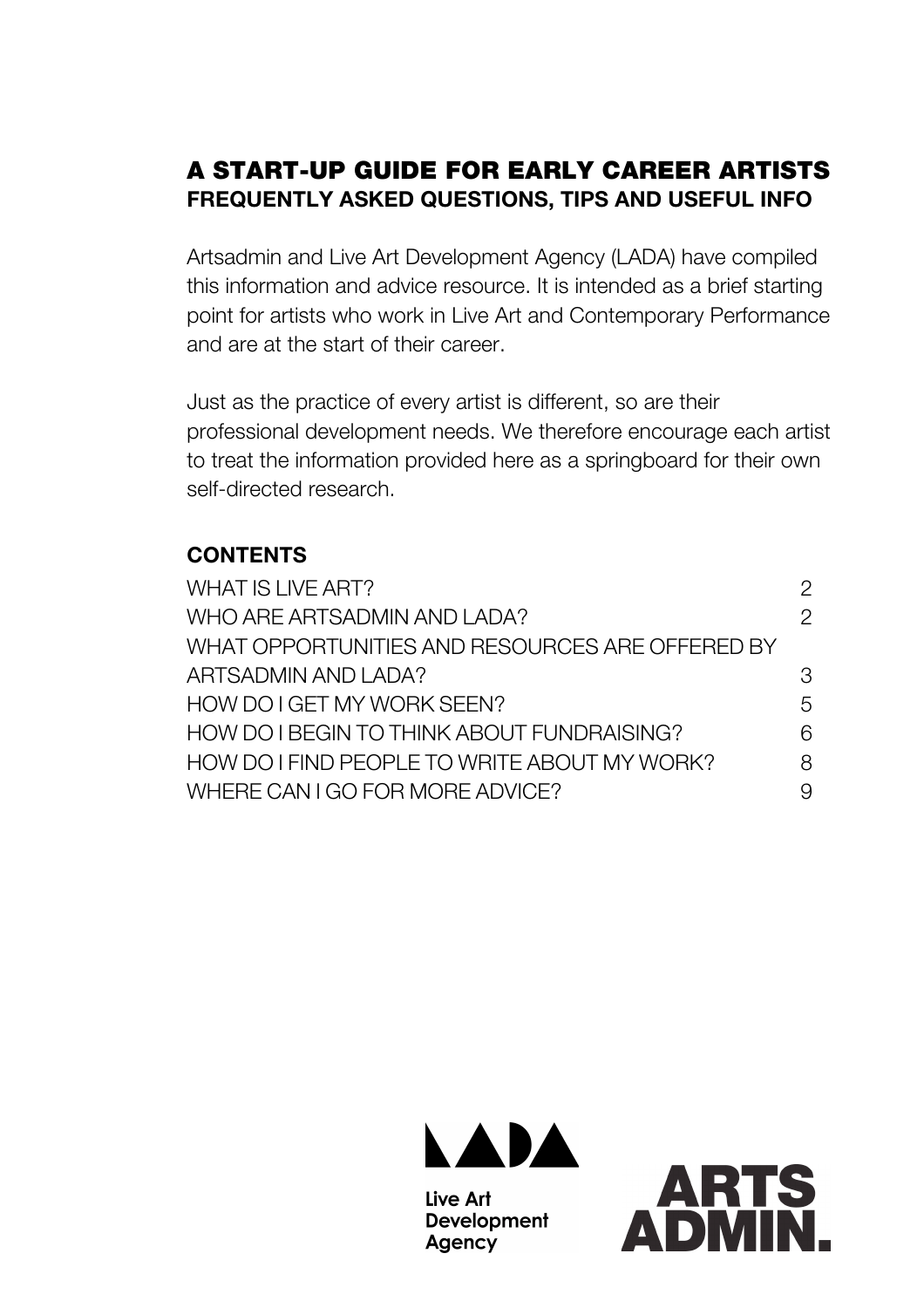# A START-UP GUIDE FOR EARLY CAREER ARTISTS

## FREQUENTLY ASKED QUESTIONS, TIPS AND USEFUL INFO

Artsadmin and Live Art Development Agency (LADA) have compiled this information and advice resource. It is intended as a brief starting point for artists who work in Live Art and Contemporary Performance and are at the start of their career.

Just as the practice of every artist is different, so are their professional development needs. We therefore encourage each artist to treat the information provided here as a springboard for their own self-directed research.

### CONTENTS

| | |
|---|---|
| WHAT IS LIVE ART? | 2 |
| WHO ARE ARTSADMIN AND LADA? | 2 |
| WHAT OPPORTUNITIES AND RESOURCES ARE OFFERED BY ARTSADMIN AND LADA? | 3 |
| HOW DO I GET MY WORK SEEN? | 5 |
| HOW DO I BEGIN TO THINK ABOUT FUNDRAISING? | 6 |
| HOW DO I FIND PEOPLE TO WRITE ABOUT MY WORK? | 8 |
| WHERE CAN I GO FOR MORE ADVICE? | 9 |

Live Art Development Agency

ARTS ADMIN.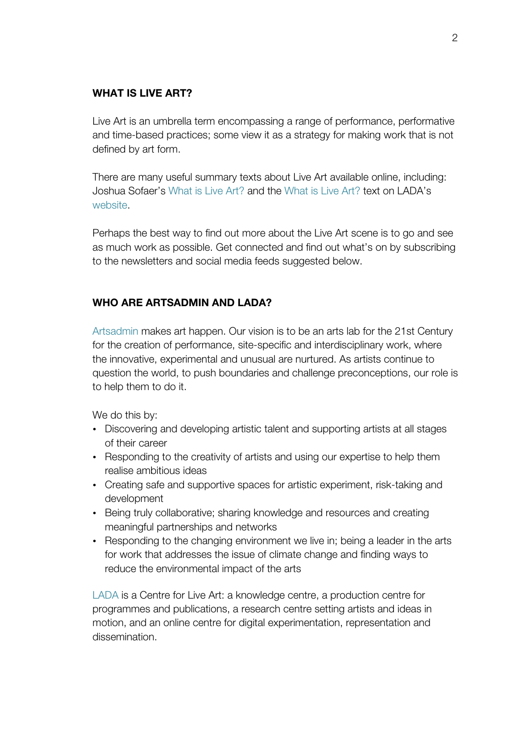## WHAT IS LIVE ART?

Live Art is an umbrella term encompassing a range of performance, performative and time-based practices; some view it as a strategy for making work that is not defined by art form.

There are many useful summary texts about Live Art available online, including: Joshua Sofaer's What is Live Art? and the What is Live Art? text on LADA's website.

Perhaps the best way to find out more about the Live Art scene is to go and see as much work as possible. Get connected and find out what's on by subscribing to the newsletters and social media feeds suggested below.

## WHO ARE ARTSADMIN AND LADA?

Artsadmin makes art happen. Our vision is to be an arts lab for the 21st Century for the creation of performance, site-specific and interdisciplinary work, where the innovative, experimental and unusual are nurtured. As artists continue to question the world, to push boundaries and challenge preconceptions, our role is to help them to do it.

We do this by:

- Discovering and developing artistic talent and supporting artists at all stages of their career
- Responding to the creativity of artists and using our expertise to help them realise ambitious ideas
- Creating safe and supportive spaces for artistic experiment, risk-taking and development
- Being truly collaborative; sharing knowledge and resources and creating meaningful partnerships and networks
- Responding to the changing environment we live in; being a leader in the arts for work that addresses the issue of climate change and finding ways to reduce the environmental impact of the arts

LADA is a Centre for Live Art: a knowledge centre, a production centre for programmes and publications, a research centre setting artists and ideas in motion, and an online centre for digital experimentation, representation and dissemination.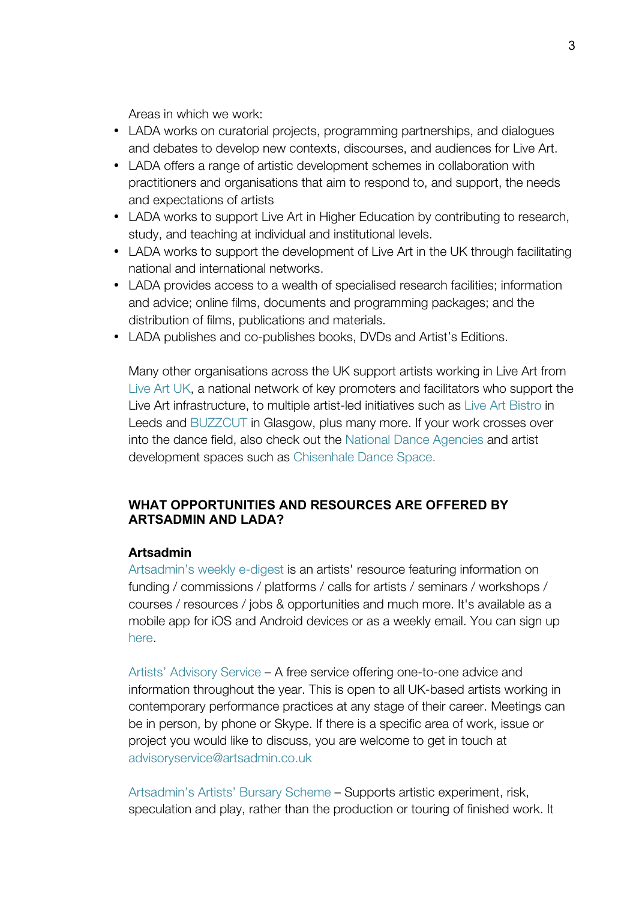Areas in which we work:

- LADA works on curatorial projects, programming partnerships, and dialogues and debates to develop new contexts, discourses, and audiences for Live Art.
- LADA offers a range of artistic development schemes in collaboration with practitioners and organisations that aim to respond to, and support, the needs and expectations of artists
- LADA works to support Live Art in Higher Education by contributing to research, study, and teaching at individual and institutional levels.
- LADA works to support the development of Live Art in the UK through facilitating national and international networks.
- LADA provides access to a wealth of specialised research facilities; information and advice; online films, documents and programming packages; and the distribution of films, publications and materials.
- LADA publishes and co-publishes books, DVDs and Artist's Editions.

Many other organisations across the UK support artists working in Live Art from Live Art UK, a national network of key promoters and facilitators who support the Live Art infrastructure, to multiple artist-led initiatives such as Live Art Bistro in Leeds and BUZZCUT in Glasgow, plus many more. If your work crosses over into the dance field, also check out the National Dance Agencies and artist development spaces such as Chisenhale Dance Space.

## WHAT OPPORTUNITIES AND RESOURCES ARE OFFERED BY ARTSADMIN AND LADA?

### Artsadmin

Artsadmin's weekly e-digest is an artists' resource featuring information on funding / commissions / platforms / calls for artists / seminars / workshops / courses / resources / jobs & opportunities and much more. It's available as a mobile app for iOS and Android devices or as a weekly email. You can sign up here.

Artists' Advisory Service – A free service offering one-to-one advice and information throughout the year. This is open to all UK-based artists working in contemporary performance practices at any stage of their career. Meetings can be in person, by phone or Skype. If there is a specific area of work, issue or project you would like to discuss, you are welcome to get in touch at advisoryservice@artsadmin.co.uk

Artsadmin's Artists' Bursary Scheme – Supports artistic experiment, risk, speculation and play, rather than the production or touring of finished work. It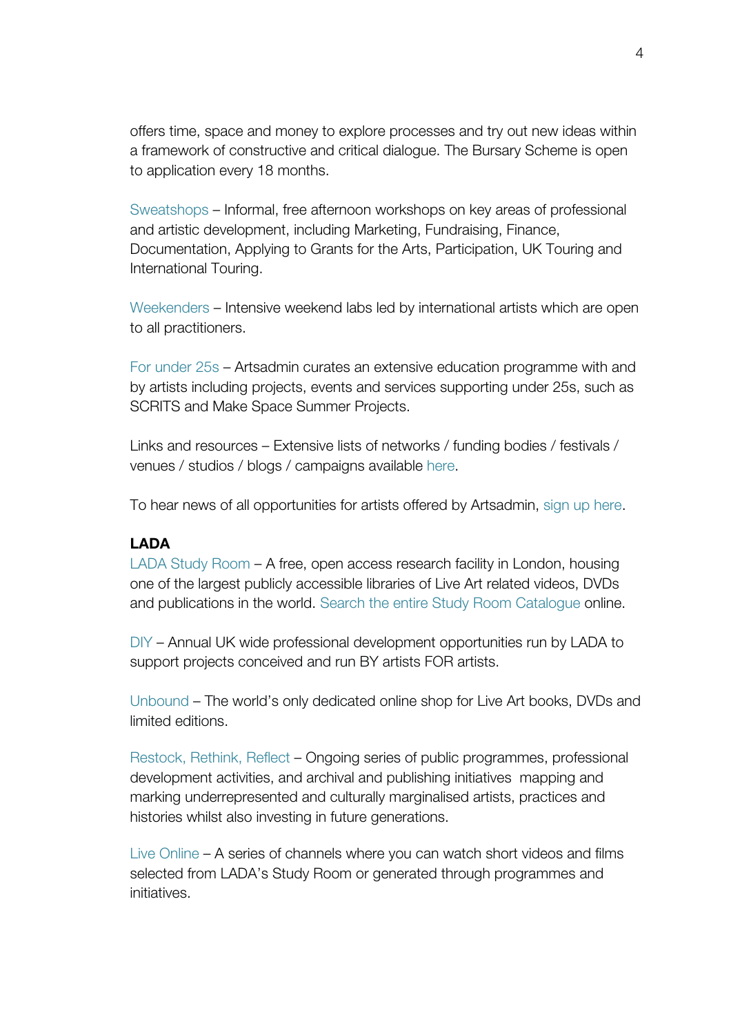offers time, space and money to explore processes and try out new ideas within a framework of constructive and critical dialogue. The Bursary Scheme is open to application every 18 months.

Sweatshops – Informal, free afternoon workshops on key areas of professional and artistic development, including Marketing, Fundraising, Finance, Documentation, Applying to Grants for the Arts, Participation, UK Touring and International Touring.

Weekenders – Intensive weekend labs led by international artists which are open to all practitioners.

For under 25s – Artsadmin curates an extensive education programme with and by artists including projects, events and services supporting under 25s, such as SCRITS and Make Space Summer Projects.

Links and resources – Extensive lists of networks / funding bodies / festivals / venues / studios / blogs / campaigns available here.

To hear news of all opportunities for artists offered by Artsadmin, sign up here.

**LADA**

LADA Study Room – A free, open access research facility in London, housing one of the largest publicly accessible libraries of Live Art related videos, DVDs and publications in the world. Search the entire Study Room Catalogue online.

DIY – Annual UK wide professional development opportunities run by LADA to support projects conceived and run BY artists FOR artists.

Unbound – The world's only dedicated online shop for Live Art books, DVDs and limited editions.

Restock, Rethink, Reflect – Ongoing series of public programmes, professional development activities, and archival and publishing initiatives mapping and marking underrepresented and culturally marginalised artists, practices and histories whilst also investing in future generations.

Live Online – A series of channels where you can watch short videos and films selected from LADA's Study Room or generated through programmes and initiatives.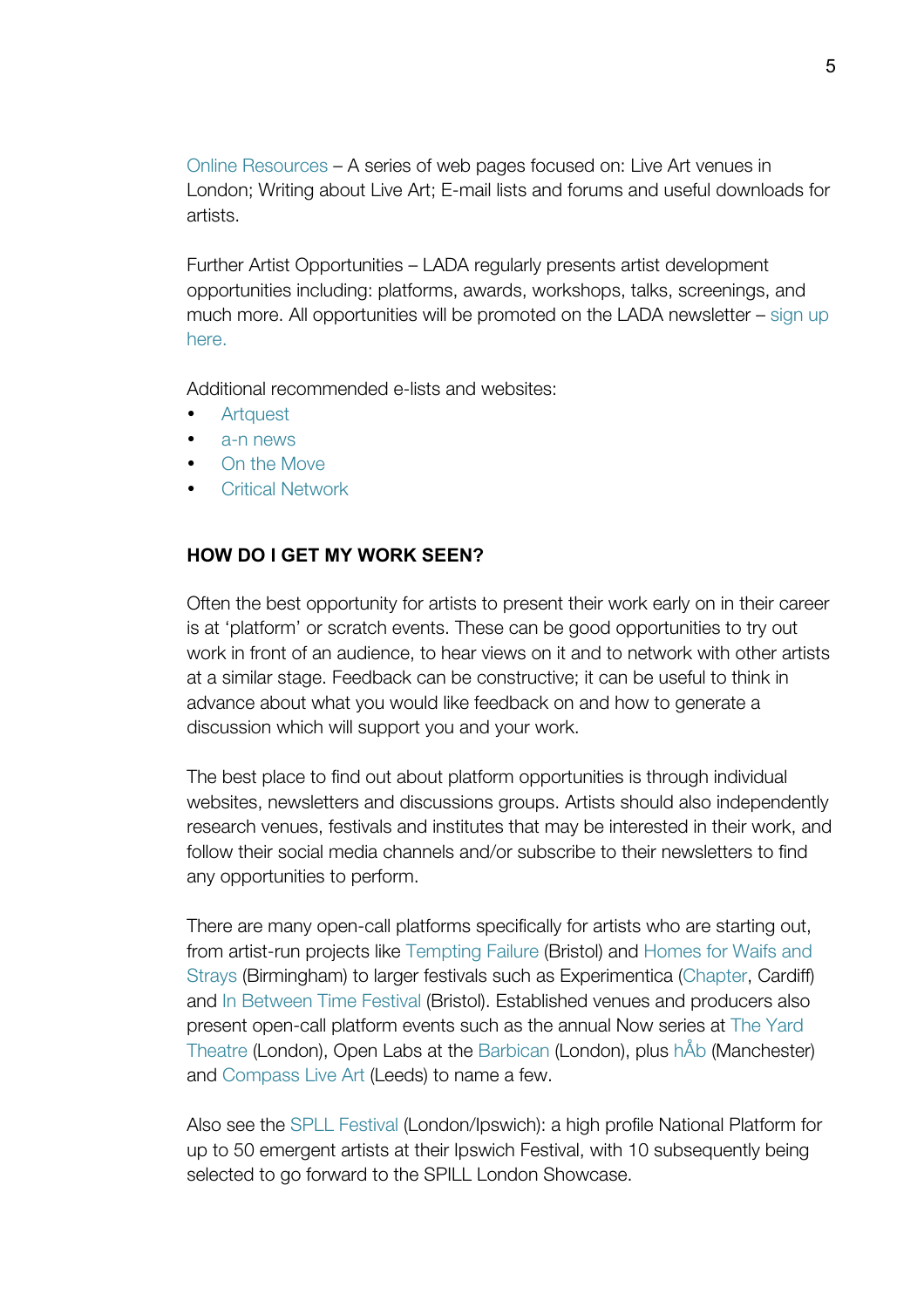Online Resources – A series of web pages focused on: Live Art venues in London; Writing about Live Art; E-mail lists and forums and useful downloads for artists.

Further Artist Opportunities – LADA regularly presents artist development opportunities including: platforms, awards, workshops, talks, screenings, and much more. All opportunities will be promoted on the LADA newsletter – sign up here.

Additional recommended e-lists and websites:

- Artquest
- a-n news
- On the Move
- Critical Network

**HOW DO I GET MY WORK SEEN?**

Often the best opportunity for artists to present their work early on in their career is at 'platform' or scratch events. These can be good opportunities to try out work in front of an audience, to hear views on it and to network with other artists at a similar stage. Feedback can be constructive; it can be useful to think in advance about what you would like feedback on and how to generate a discussion which will support you and your work.

The best place to find out about platform opportunities is through individual websites, newsletters and discussions groups. Artists should also independently research venues, festivals and institutes that may be interested in their work, and follow their social media channels and/or subscribe to their newsletters to find any opportunities to perform.

There are many open-call platforms specifically for artists who are starting out, from artist-run projects like Tempting Failure (Bristol) and Homes for Waifs and Strays (Birmingham) to larger festivals such as Experimentica (Chapter, Cardiff) and In Between Time Festival (Bristol). Established venues and producers also present open-call platform events such as the annual Now series at The Yard Theatre (London), Open Labs at the Barbican (London), plus hÅb (Manchester) and Compass Live Art (Leeds) to name a few.

Also see the SPLL Festival (London/Ipswich): a high profile National Platform for up to 50 emergent artists at their Ipswich Festival, with 10 subsequently being selected to go forward to the SPILL London Showcase.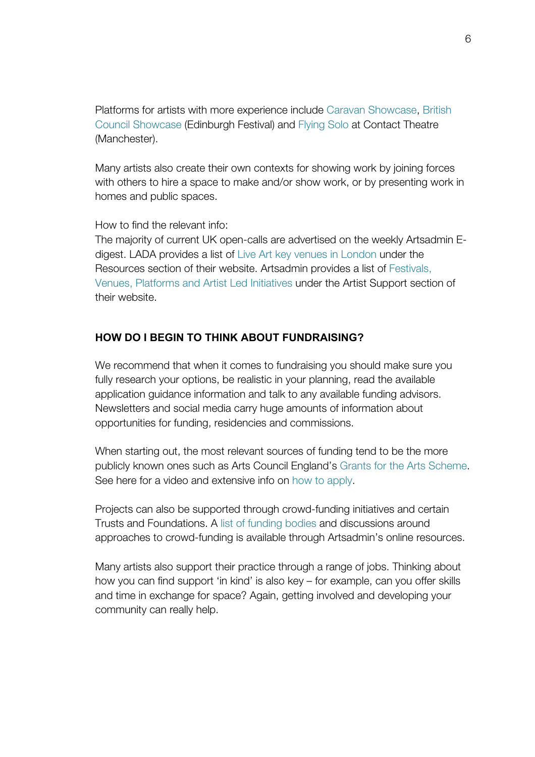Platforms for artists with more experience include Caravan Showcase, British Council Showcase (Edinburgh Festival) and Flying Solo at Contact Theatre (Manchester).

Many artists also create their own contexts for showing work by joining forces with others to hire a space to make and/or show work, or by presenting work in homes and public spaces.

How to find the relevant info:
The majority of current UK open-calls are advertised on the weekly Artsadmin E-digest. LADA provides a list of Live Art key venues in London under the Resources section of their website. Artsadmin provides a list of Festivals, Venues, Platforms and Artist Led Initiatives under the Artist Support section of their website.

## HOW DO I BEGIN TO THINK ABOUT FUNDRAISING?

We recommend that when it comes to fundraising you should make sure you fully research your options, be realistic in your planning, read the available application guidance information and talk to any available funding advisors. Newsletters and social media carry huge amounts of information about opportunities for funding, residencies and commissions.

When starting out, the most relevant sources of funding tend to be the more publicly known ones such as Arts Council England's Grants for the Arts Scheme. See here for a video and extensive info on how to apply.

Projects can also be supported through crowd-funding initiatives and certain Trusts and Foundations. A list of funding bodies and discussions around approaches to crowd-funding is available through Artsadmin's online resources.

Many artists also support their practice through a range of jobs. Thinking about how you can find support 'in kind' is also key – for example, can you offer skills and time in exchange for space? Again, getting involved and developing your community can really help.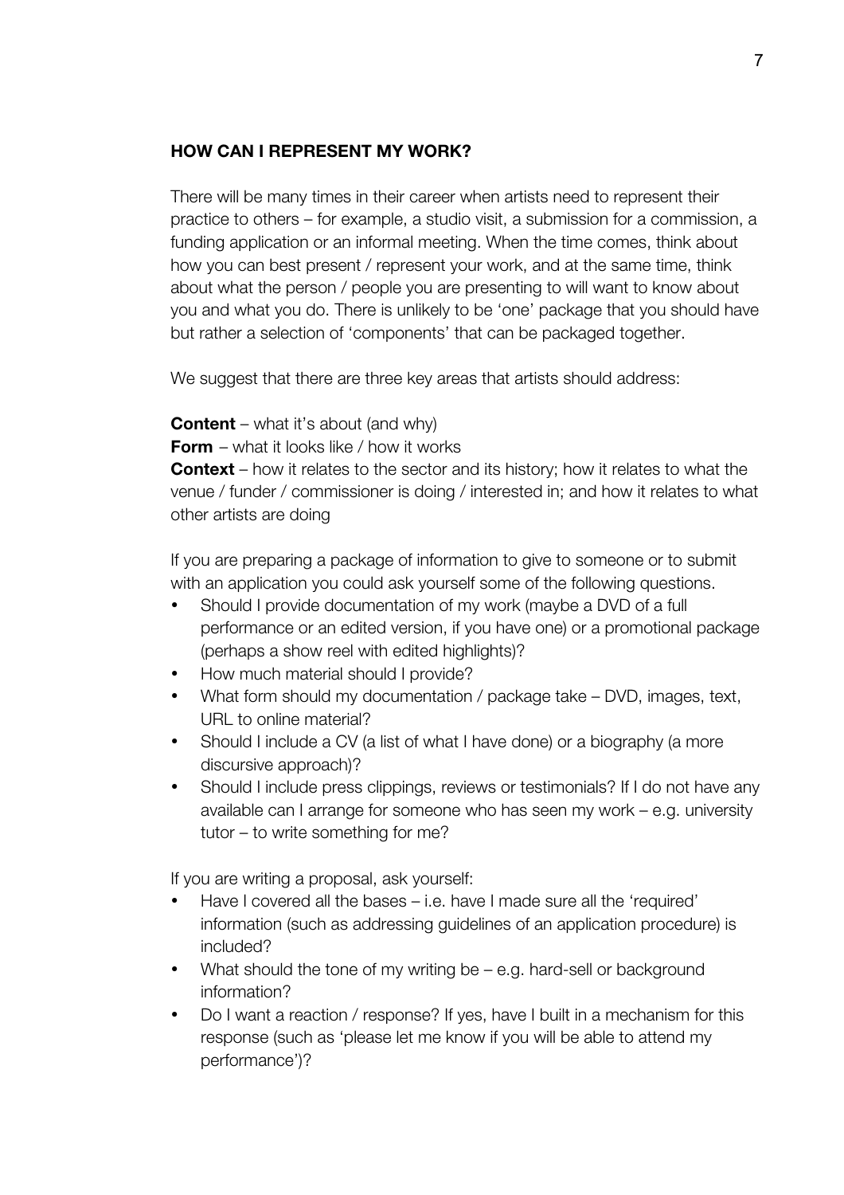## HOW CAN I REPRESENT MY WORK?

There will be many times in their career when artists need to represent their practice to others – for example, a studio visit, a submission for a commission, a funding application or an informal meeting. When the time comes, think about how you can best present / represent your work, and at the same time, think about what the person / people you are presenting to will want to know about you and what you do. There is unlikely to be 'one' package that you should have but rather a selection of 'components' that can be packaged together.

We suggest that there are three key areas that artists should address:

**Content** – what it's about (and why)
**Form** – what it looks like / how it works
**Context** – how it relates to the sector and its history; how it relates to what the venue / funder / commissioner is doing / interested in; and how it relates to what other artists are doing

If you are preparing a package of information to give to someone or to submit with an application you could ask yourself some of the following questions.

- Should I provide documentation of my work (maybe a DVD of a full performance or an edited version, if you have one) or a promotional package (perhaps a show reel with edited highlights)?
- How much material should I provide?
- What form should my documentation / package take – DVD, images, text, URL to online material?
- Should I include a CV (a list of what I have done) or a biography (a more discursive approach)?
- Should I include press clippings, reviews or testimonials? If I do not have any available can I arrange for someone who has seen my work – e.g. university tutor – to write something for me?

If you are writing a proposal, ask yourself:

- Have I covered all the bases – i.e. have I made sure all the 'required' information (such as addressing guidelines of an application procedure) is included?
- What should the tone of my writing be – e.g. hard-sell or background information?
- Do I want a reaction / response? If yes, have I built in a mechanism for this response (such as 'please let me know if you will be able to attend my performance')?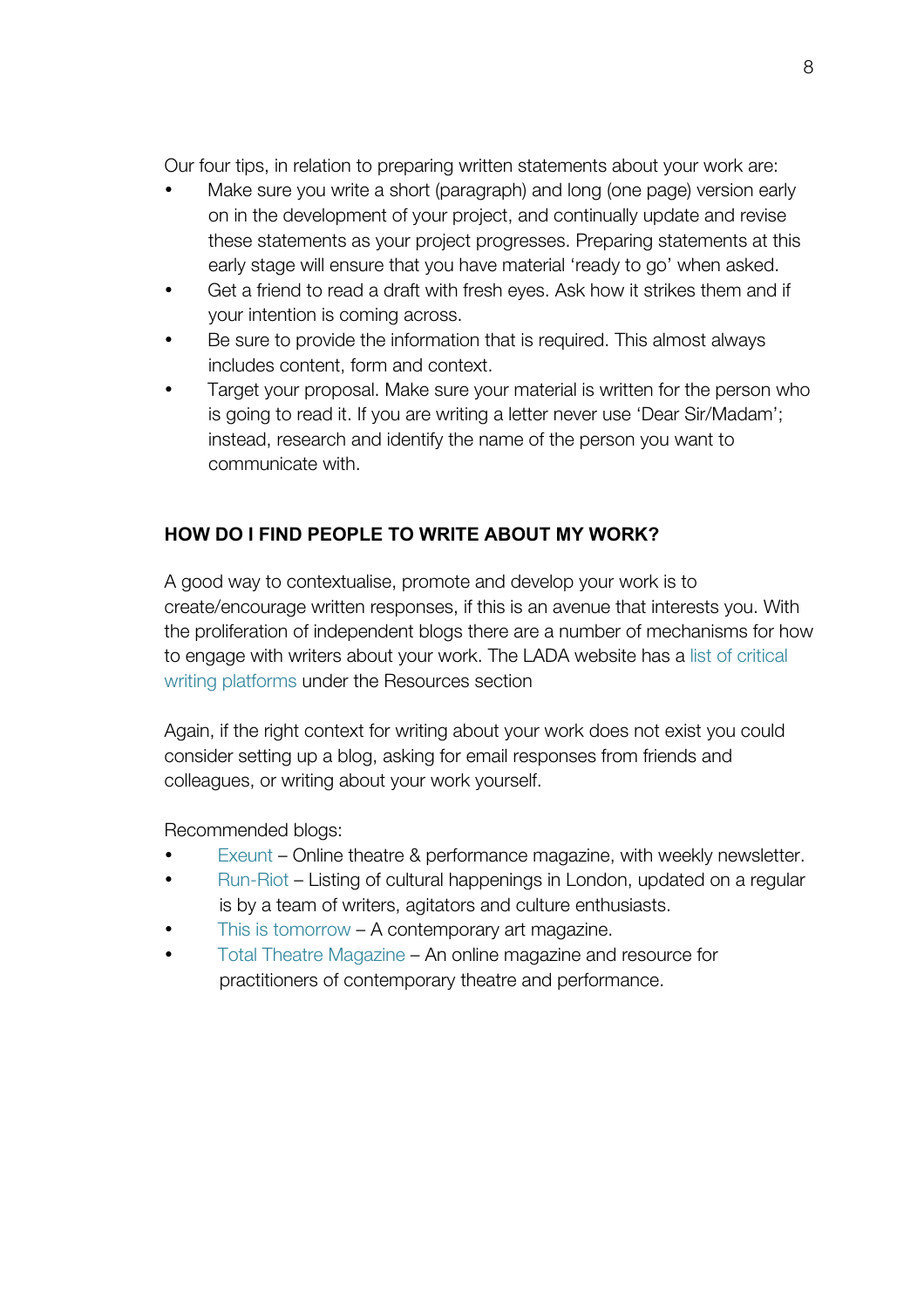Our four tips, in relation to preparing written statements about your work are:

- Make sure you write a short (paragraph) and long (one page) version early on in the development of your project, and continually update and revise these statements as your project progresses. Preparing statements at this early stage will ensure that you have material 'ready to go' when asked.
- Get a friend to read a draft with fresh eyes. Ask how it strikes them and if your intention is coming across.
- Be sure to provide the information that is required. This almost always includes content, form and context.
- Target your proposal. Make sure your material is written for the person who is going to read it. If you are writing a letter never use 'Dear Sir/Madam'; instead, research and identify the name of the person you want to communicate with.

## HOW DO I FIND PEOPLE TO WRITE ABOUT MY WORK?

A good way to contextualise, promote and develop your work is to create/encourage written responses, if this is an avenue that interests you. With the proliferation of independent blogs there are a number of mechanisms for how to engage with writers about your work. The LADA website has a list of critical writing platforms under the Resources section

Again, if the right context for writing about your work does not exist you could consider setting up a blog, asking for email responses from friends and colleagues, or writing about your work yourself.

Recommended blogs:

- Exeunt – Online theatre & performance magazine, with weekly newsletter.
- Run-Riot – Listing of cultural happenings in London, updated on a regular is by a team of writers, agitators and culture enthusiasts.
- This is tomorrow – A contemporary art magazine.
- Total Theatre Magazine – An online magazine and resource for practitioners of contemporary theatre and performance.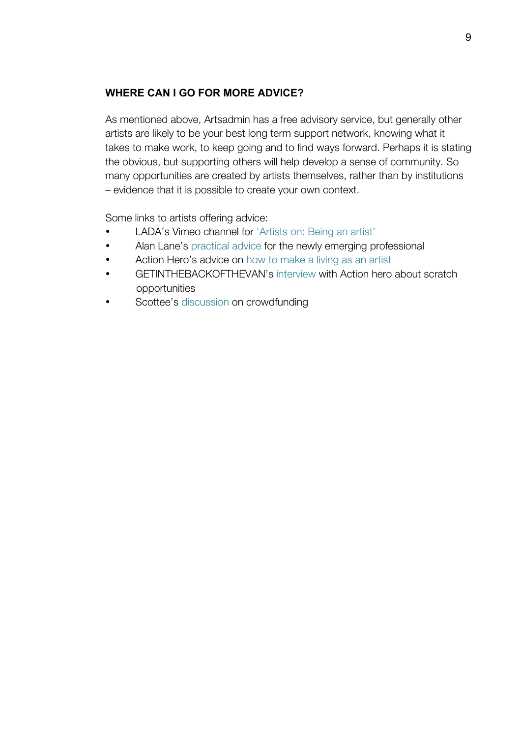## WHERE CAN I GO FOR MORE ADVICE?

As mentioned above, Artsadmin has a free advisory service, but generally other artists are likely to be your best long term support network, knowing what it takes to make work, to keep going and to find ways forward. Perhaps it is stating the obvious, but supporting others will help develop a sense of community. So many opportunities are created by artists themselves, rather than by institutions – evidence that it is possible to create your own context.

Some links to artists offering advice:

- LADA's Vimeo channel for 'Artists on: Being an artist'
- Alan Lane's practical advice for the newly emerging professional
- Action Hero's advice on how to make a living as an artist
- GETINTHEBACKOFTHEVAN's interview with Action hero about scratch opportunities
- Scottee's discussion on crowdfunding